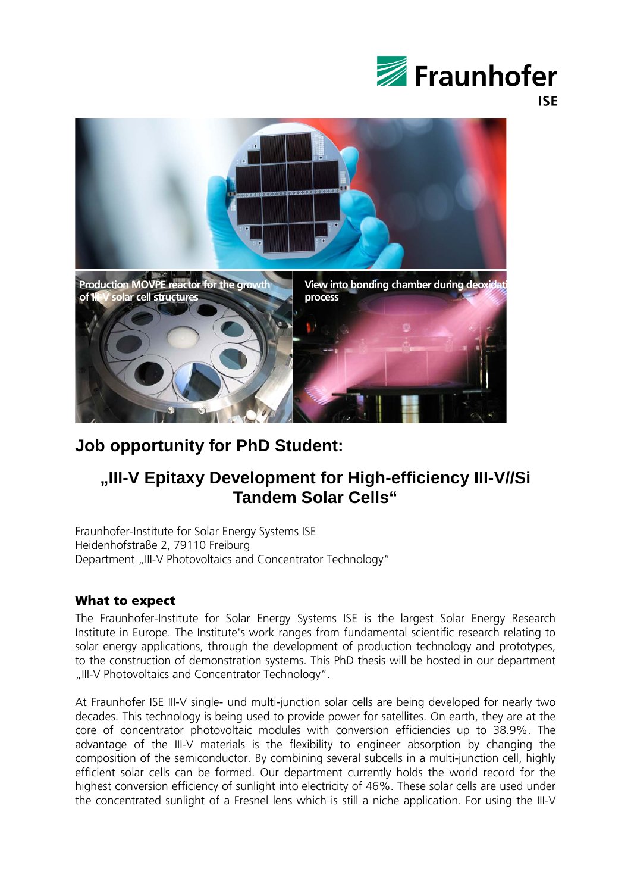Production MOVPE reactor for the growth of III-V solar cell structures

View into bonding chamber during deoxidation process

# Job opportunity for PhD Student:

## „III-V Epitaxy Development for High-efficiency III-V//Si Tandem Solar Cells“

Fraunhofer-Institute for Solar Energy Systems ISE
Heidenhofstraße 2, 79110 Freiburg
Department „III-V Photovoltaics and Concentrator Technology“

### What to expect

The Fraunhofer-Institute for Solar Energy Systems ISE is the largest Solar Energy Research Institute in Europe. The Institute's work ranges from fundamental scientific research relating to solar energy applications, through the development of production technology and prototypes, to the construction of demonstration systems. This PhD thesis will be hosted in our department „III-V Photovoltaics and Concentrator Technology“.

At Fraunhofer ISE III-V single- und multi-junction solar cells are being developed for nearly two decades. This technology is being used to provide power for satellites. On earth, they are at the core of concentrator photovoltaic modules with conversion efficiencies up to 38.9%. The advantage of the III-V materials is the flexibility to engineer absorption by changing the composition of the semiconductor. By combining several subcells in a multi-junction cell, highly efficient solar cells can be formed. Our department currently holds the world record for the highest conversion efficiency of sunlight into electricity of 46%. These solar cells are used under the concentrated sunlight of a Fresnel lens which is still a niche application. For using the III-V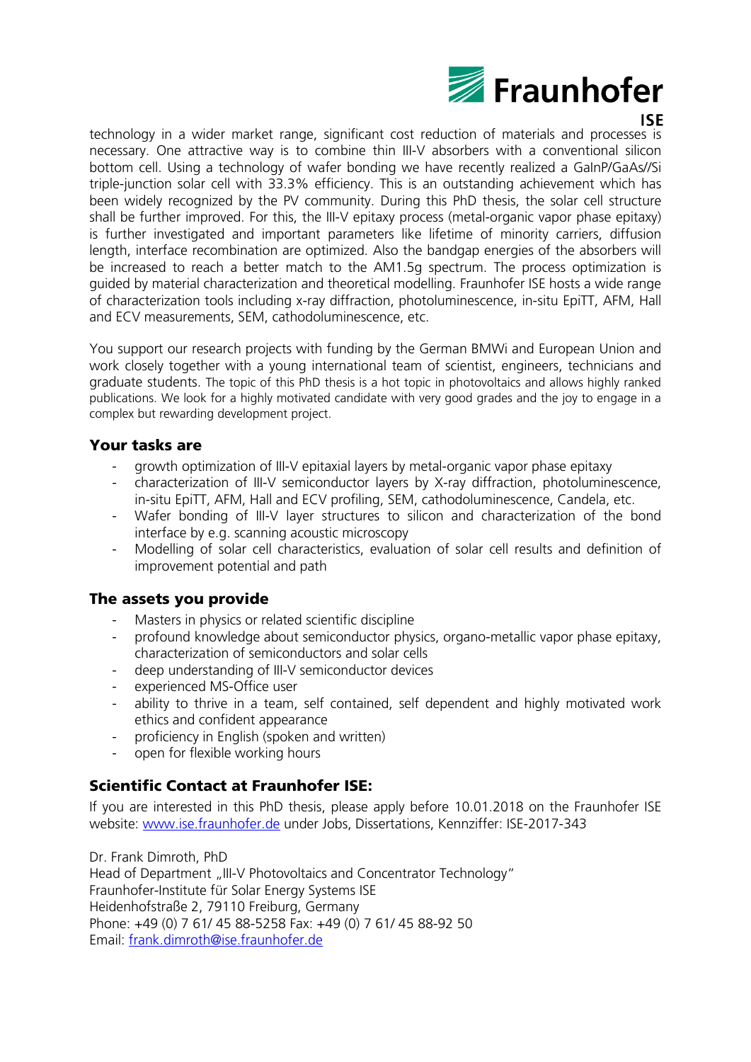technology in a wider market range, significant cost reduction of materials and processes is necessary. One attractive way is to combine thin III-V absorbers with a conventional silicon bottom cell. Using a technology of wafer bonding we have recently realized a GaInP/GaAs//Si triple-junction solar cell with 33.3% efficiency. This is an outstanding achievement which has been widely recognized by the PV community. During this PhD thesis, the solar cell structure shall be further improved. For this, the III-V epitaxy process (metal-organic vapor phase epitaxy) is further investigated and important parameters like lifetime of minority carriers, diffusion length, interface recombination are optimized. Also the bandgap energies of the absorbers will be increased to reach a better match to the AM1.5g spectrum. The process optimization is guided by material characterization and theoretical modelling. Fraunhofer ISE hosts a wide range of characterization tools including x-ray diffraction, photoluminescence, in-situ EpiTT, AFM, Hall and ECV measurements, SEM, cathodoluminescence, etc.

You support our research projects with funding by the German BMWi and European Union and work closely together with a young international team of scientist, engineers, technicians and graduate students. The topic of this PhD thesis is a hot topic in photovoltaics and allows highly ranked publications. We look for a highly motivated candidate with very good grades and the joy to engage in a complex but rewarding development project.

## Your tasks are

- growth optimization of III-V epitaxial layers by metal-organic vapor phase epitaxy
- characterization of III-V semiconductor layers by X-ray diffraction, photoluminescence, in-situ EpiTT, AFM, Hall and ECV profiling, SEM, cathodoluminescence, Candela, etc.
- Wafer bonding of III-V layer structures to silicon and characterization of the bond interface by e.g. scanning acoustic microscopy
- Modelling of solar cell characteristics, evaluation of solar cell results and definition of improvement potential and path

## The assets you provide

- Masters in physics or related scientific discipline
- profound knowledge about semiconductor physics, organo-metallic vapor phase epitaxy, characterization of semiconductors and solar cells
- deep understanding of III-V semiconductor devices
- experienced MS-Office user
- ability to thrive in a team, self contained, self dependent and highly motivated work ethics and confident appearance
- proficiency in English (spoken and written)
- open for flexible working hours

## Scientific Contact at Fraunhofer ISE:

If you are interested in this PhD thesis, please apply before 10.01.2018 on the Fraunhofer ISE website: [www.ise.fraunhofer.de](http://www.ise.fraunhofer.de) under Jobs, Dissertations, Kennziffer: ISE-2017-343

Dr. Frank Dimroth, PhD
Head of Department „III-V Photovoltaics and Concentrator Technology“
Fraunhofer-Institute für Solar Energy Systems ISE
Heidenhofstraße 2, 79110 Freiburg, Germany
Phone: +49 (0) 7 61/ 45 88-5258 Fax: +49 (0) 7 61/ 45 88-92 50
Email: [frank.dimroth@ise.fraunhofer.de](mailto:frank.dimroth@ise.fraunhofer.de)